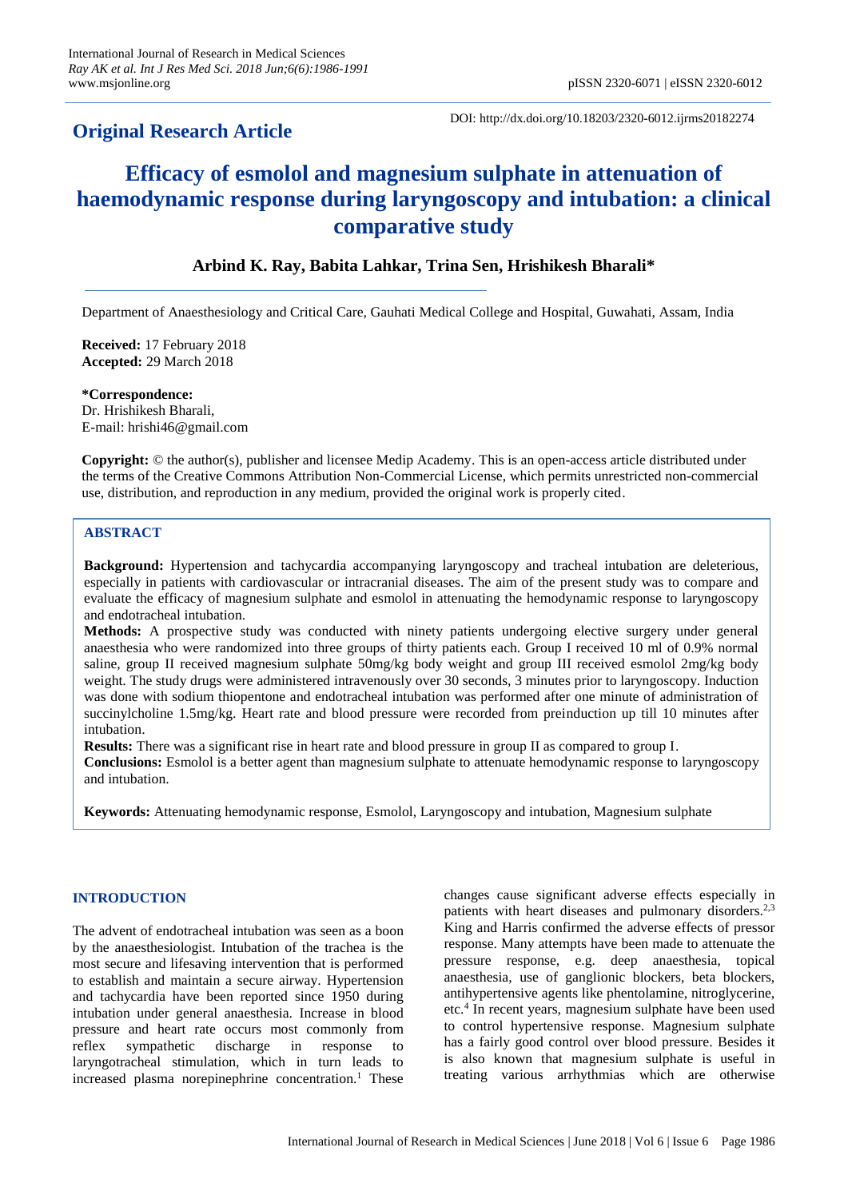**Original Research Article**

DOI: http://dx.doi.org/10.18203/2320-6012.ijrms20182274

# Efficacy of esmolol and magnesium sulphate in attenuation of haemodynamic response during laryngoscopy and intubation: a clinical comparative study

**Arbind K. Ray, Babita Lahkar, Trina Sen, Hrishikesh Bharali***

Department of Anaesthesiology and Critical Care, Gauhati Medical College and Hospital, Guwahati, Assam, India

**Received:** 17 February 2018
**Accepted:** 29 March 2018

***Correspondence:**
Dr. Hrishikesh Bharali,
E-mail: hrishi46@gmail.com

**Copyright:** © the author(s), publisher and licensee Medip Academy. This is an open-access article distributed under the terms of the Creative Commons Attribution Non-Commercial License, which permits unrestricted non-commercial use, distribution, and reproduction in any medium, provided the original work is properly cited.

## ABSTRACT

**Background:** Hypertension and tachycardia accompanying laryngoscopy and tracheal intubation are deleterious, especially in patients with cardiovascular or intracranial diseases. The aim of the present study was to compare and evaluate the efficacy of magnesium sulphate and esmolol in attenuating the hemodynamic response to laryngoscopy and endotracheal intubation.

**Methods:** A prospective study was conducted with ninety patients undergoing elective surgery under general anaesthesia who were randomized into three groups of thirty patients each. Group I received 10 ml of 0.9% normal saline, group II received magnesium sulphate 50mg/kg body weight and group III received esmolol 2mg/kg body weight. The study drugs were administered intravenously over 30 seconds, 3 minutes prior to laryngoscopy. Induction was done with sodium thiopentone and endotracheal intubation was performed after one minute of administration of succinylcholine 1.5mg/kg. Heart rate and blood pressure were recorded from preinduction up till 10 minutes after intubation.

**Results:** There was a significant rise in heart rate and blood pressure in group II as compared to group I.

**Conclusions:** Esmolol is a better agent than magnesium sulphate to attenuate hemodynamic response to laryngoscopy and intubation.

**Keywords:** Attenuating hemodynamic response, Esmolol, Laryngoscopy and intubation, Magnesium sulphate

## INTRODUCTION

The advent of endotracheal intubation was seen as a boon by the anaesthesiologist. Intubation of the trachea is the most secure and lifesaving intervention that is performed to establish and maintain a secure airway. Hypertension and tachycardia have been reported since 1950 during intubation under general anaesthesia. Increase in blood pressure and heart rate occurs most commonly from reflex sympathetic discharge in response to laryngotracheal stimulation, which in turn leads to increased plasma norepinephrine concentration.[1] These changes cause significant adverse effects especially in patients with heart diseases and pulmonary disorders.[2,3] King and Harris confirmed the adverse effects of pressor response. Many attempts have been made to attenuate the pressure response, e.g. deep anaesthesia, topical anaesthesia, use of ganglionic blockers, beta blockers, antihypertensive agents like phentolamine, nitroglycerine, etc.[4] In recent years, magnesium sulphate have been used to control hypertensive response. Magnesium sulphate has a fairly good control over blood pressure. Besides it is also known that magnesium sulphate is useful in treating various arrhythmias which are otherwise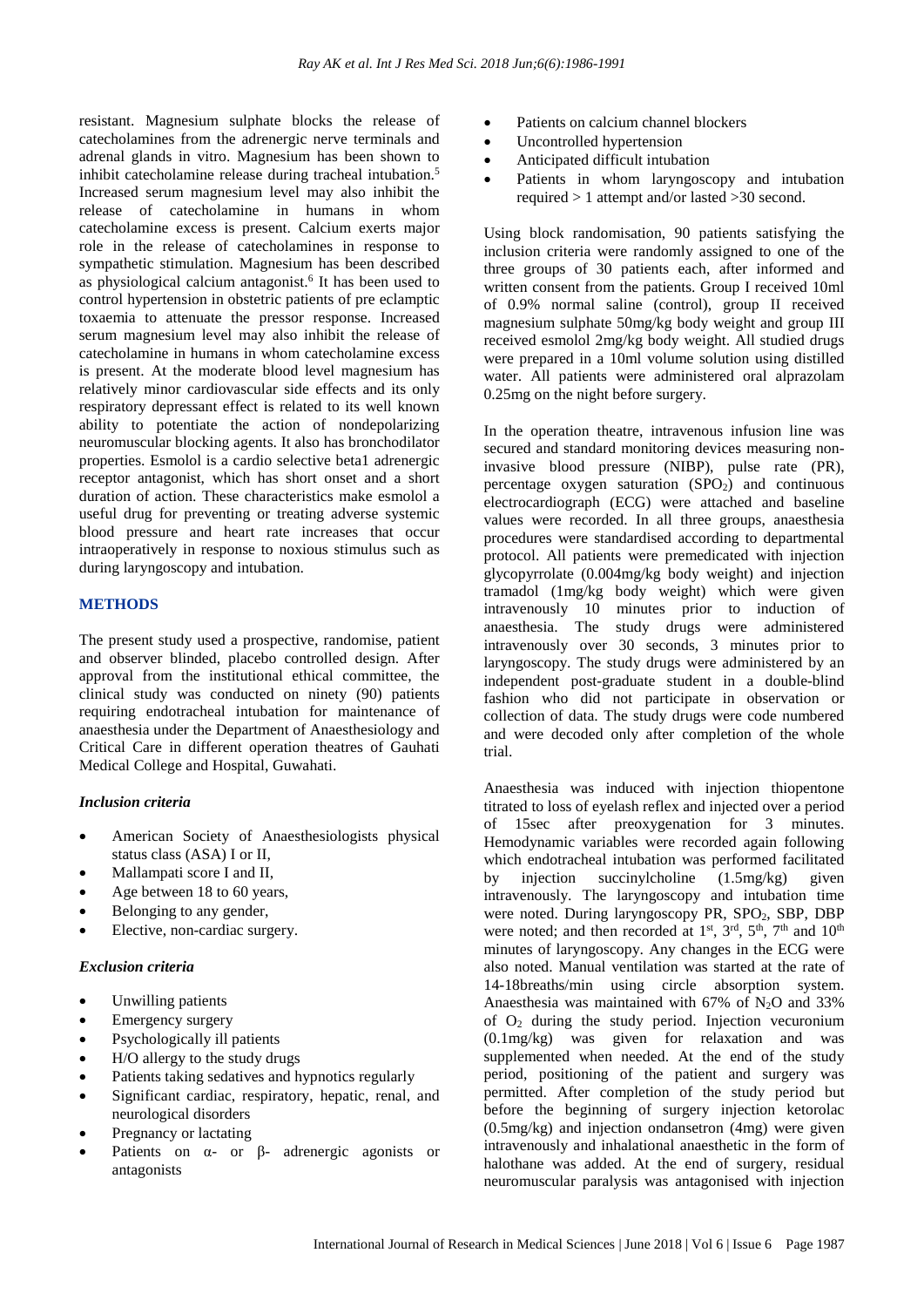resistant. Magnesium sulphate blocks the release of catecholamines from the adrenergic nerve terminals and adrenal glands in vitro. Magnesium has been shown to inhibit catecholamine release during tracheal intubation.[5] Increased serum magnesium level may also inhibit the release of catecholamine in humans in whom catecholamine excess is present. Calcium exerts major role in the release of catecholamines in response to sympathetic stimulation. Magnesium has been described as physiological calcium antagonist.[6] It has been used to control hypertension in obstetric patients of pre eclamptic toxaemia to attenuate the pressor response. Increased serum magnesium level may also inhibit the release of catecholamine in humans in whom catecholamine excess is present. At the moderate blood level magnesium has relatively minor cardiovascular side effects and its only respiratory depressant effect is related to its well known ability to potentiate the action of nondepolarizing neuromuscular blocking agents. It also has bronchodilator properties. Esmolol is a cardio selective beta1 adrenergic receptor antagonist, which has short onset and a short duration of action. These characteristics make esmolol a useful drug for preventing or treating adverse systemic blood pressure and heart rate increases that occur intraoperatively in response to noxious stimulus such as during laryngoscopy and intubation.

## METHODS

The present study used a prospective, randomise, patient and observer blinded, placebo controlled design. After approval from the institutional ethical committee, the clinical study was conducted on ninety (90) patients requiring endotracheal intubation for maintenance of anaesthesia under the Department of Anaesthesiology and Critical Care in different operation theatres of Gauhati Medical College and Hospital, Guwahati.

### *Inclusion criteria*

- American Society of Anaesthesiologists physical status class (ASA) I or II,
- Mallampati score I and II,
- Age between 18 to 60 years,
- Belonging to any gender,
- Elective, non-cardiac surgery.

### *Exclusion criteria*

- Unwilling patients
- Emergency surgery
- Psychologically ill patients
- H/O allergy to the study drugs
- Patients taking sedatives and hypnotics regularly
- Significant cardiac, respiratory, hepatic, renal, and neurological disorders
- Pregnancy or lactating
- Patients on α- or β- adrenergic agonists or antagonists
- Patients on calcium channel blockers
- Uncontrolled hypertension
- Anticipated difficult intubation
- Patients in whom laryngoscopy and intubation required > 1 attempt and/or lasted >30 second.

Using block randomisation, 90 patients satisfying the inclusion criteria were randomly assigned to one of the three groups of 30 patients each, after informed and written consent from the patients. Group I received 10ml of 0.9% normal saline (control), group II received magnesium sulphate 50mg/kg body weight and group III received esmolol 2mg/kg body weight. All studied drugs were prepared in a 10ml volume solution using distilled water. All patients were administered oral alprazolam 0.25mg on the night before surgery.

In the operation theatre, intravenous infusion line was secured and standard monitoring devices measuring non-invasive blood pressure (NIBP), pulse rate (PR), percentage oxygen saturation ($SPO_2$) and continuous electrocardiograph (ECG) were attached and baseline values were recorded. In all three groups, anaesthesia procedures were standardised according to departmental protocol. All patients were premedicated with injection glycopyrrolate (0.004mg/kg body weight) and injection tramadol (1mg/kg body weight) which were given intravenously 10 minutes prior to induction of anaesthesia. The study drugs were administered intravenously over 30 seconds, 3 minutes prior to laryngoscopy. The study drugs were administered by an independent post-graduate student in a double-blind fashion who did not participate in observation or collection of data. The study drugs were code numbered and were decoded only after completion of the whole trial.

Anaesthesia was induced with injection thiopentone titrated to loss of eyelash reflex and injected over a period of 15sec after preoxygenation for 3 minutes. Hemodynamic variables were recorded again following which endotracheal intubation was performed facilitated by injection succinylcholine (1.5mg/kg) given intravenously. The laryngoscopy and intubation time were noted. During laryngoscopy PR, $SPO_2$, SBP, DBP were noted; and then recorded at 1st, 3rd, 5th, 7th and 10th minutes of laryngoscopy. Any changes in the ECG were also noted. Manual ventilation was started at the rate of 14-18breaths/min using circle absorption system. Anaesthesia was maintained with 67% of $N_2O$ and 33% of $O_2$ during the study period. Injection vecuronium (0.1mg/kg) was given for relaxation and was supplemented when needed. At the end of the study period, positioning of the patient and surgery was permitted. After completion of the study period but before the beginning of surgery injection ketorolac (0.5mg/kg) and injection ondansetron (4mg) were given intravenously and inhalational anaesthetic in the form of halothane was added. At the end of surgery, residual neuromuscular paralysis was antagonised with injection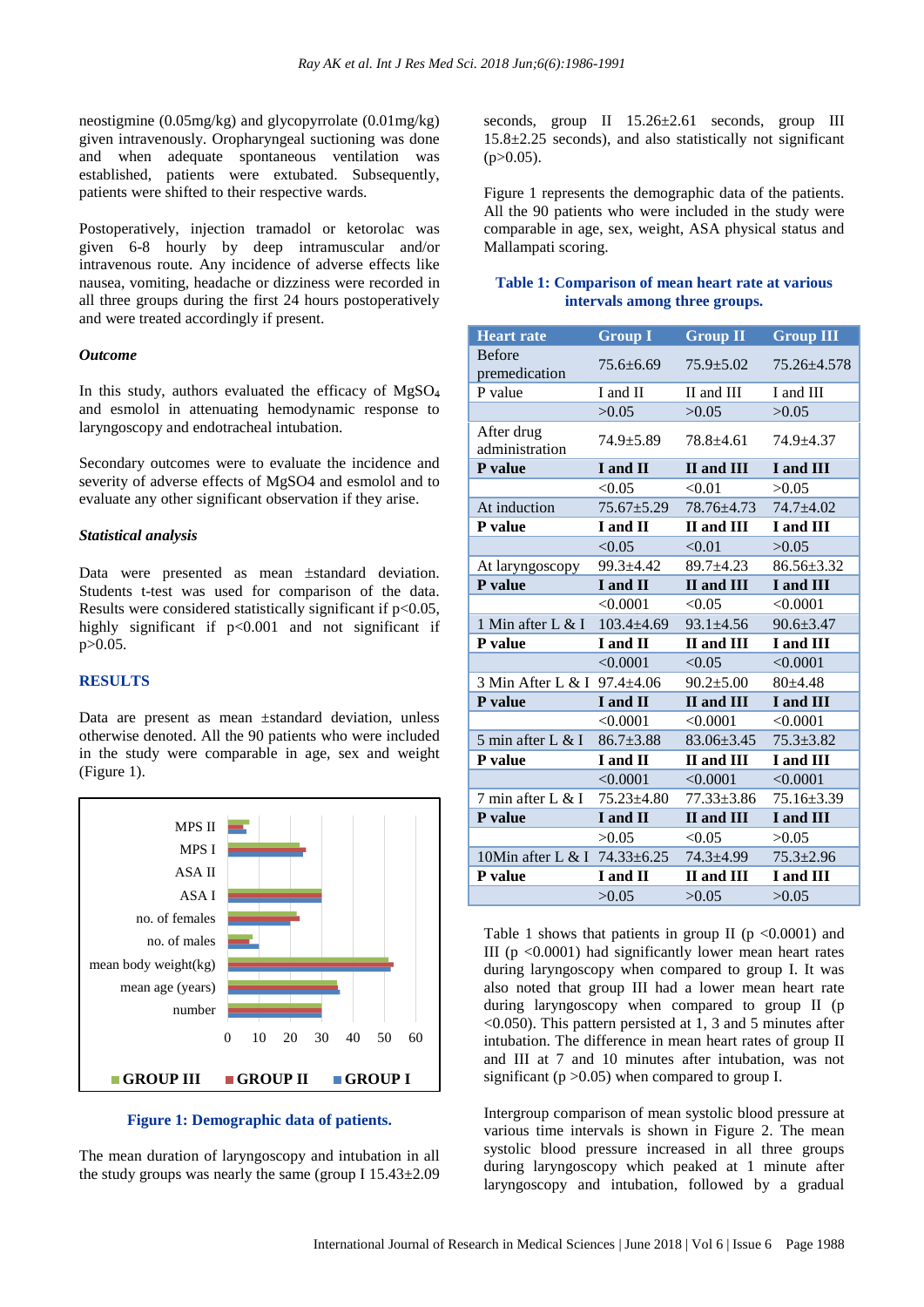neostigmine (0.05mg/kg) and glycopyrrolate (0.01mg/kg) given intravenously. Oropharyngeal suctioning was done and when adequate spontaneous ventilation was established, patients were extubated. Subsequently, patients were shifted to their respective wards.

Postoperatively, injection tramadol or ketorolac was given 6-8 hourly by deep intramuscular and/or intravenous route. Any incidence of adverse effects like nausea, vomiting, headache or dizziness were recorded in all three groups during the first 24 hours postoperatively and were treated accordingly if present.

### *Outcome*

In this study, authors evaluated the efficacy of $MgSO_4$ and esmolol in attenuating hemodynamic response to laryngoscopy and endotracheal intubation.

Secondary outcomes were to evaluate the incidence and severity of adverse effects of MgSO4 and esmolol and to evaluate any other significant observation if they arise.

### *Statistical analysis*

Data were presented as mean ±standard deviation. Students t-test was used for comparison of the data. Results were considered statistically significant if p<0.05, highly significant if p<0.001 and not significant if p>0.05.

## RESULTS

Data are present as mean ±standard deviation, unless otherwise denoted. All the 90 patients who were included in the study were comparable in age, sex and weight (Figure 1).

**Figure 1: Demographic data of patients.**

The mean duration of laryngoscopy and intubation in all the study groups was nearly the same (group I 15.43±2.09 seconds, group II 15.26±2.61 seconds, group III 15.8±2.25 seconds), and also statistically not significant (p>0.05).

Figure 1 represents the demographic data of the patients. All the 90 patients who were included in the study were comparable in age, sex, weight, ASA physical status and Mallampati scoring.

**Table 1: Comparison of mean heart rate at various intervals among three groups.**

| Heart rate | Group I | Group II | Group III |
|---|---|---|---|
| Before premedication | 75.6±6.69 | 75.9±5.02 | 75.26±4.578 |
| P value | I and II | II and III | I and III |
| | >0.05 | >0.05 | >0.05 |
| After drug administration | 74.9±5.89 | 78.8±4.61 | 74.9±4.37 |
| **P value** | **I and II** | **II and III** | **I and III** |
| | <0.05 | <0.01 | >0.05 |
| At induction | 75.67±5.29 | 78.76±4.73 | 74.7±4.02 |
| **P value** | **I and II** | **II and III** | **I and III** |
| | <0.05 | <0.01 | >0.05 |
| At laryngoscopy | 99.3±4.42 | 89.7±4.23 | 86.56±3.32 |
| **P value** | **I and II** | **II and III** | **I and III** |
| | <0.0001 | <0.05 | <0.0001 |
| 1 Min after L & I | 103.4±4.69 | 93.1±4.56 | 90.6±3.47 |
| **P value** | **I and II** | **II and III** | **I and III** |
| | <0.0001 | <0.05 | <0.0001 |
| 3 Min After L & I | 97.4±4.06 | 90.2±5.00 | 80±4.48 |
| **P value** | **I and II** | **II and III** | **I and III** |
| | <0.0001 | <0.0001 | <0.0001 |
| 5 min after L & I | 86.7±3.88 | 83.06±3.45 | 75.3±3.82 |
| **P value** | **I and II** | **II and III** | **I and III** |
| | <0.0001 | <0.0001 | <0.0001 |
| 7 min after L & I | 75.23±4.80 | 77.33±3.86 | 75.16±3.39 |
| **P value** | **I and II** | **II and III** | **I and III** |
| | >0.05 | <0.05 | >0.05 |
| 10Min after L & I | 74.33±6.25 | 74.3±4.99 | 75.3±2.96 |
| **P value** | **I and II** | **II and III** | **I and III** |
| | >0.05 | >0.05 | >0.05 |

Table 1 shows that patients in group II (p <0.0001) and III (p <0.0001) had significantly lower mean heart rates during laryngoscopy when compared to group I. It was also noted that group III had a lower mean heart rate during laryngoscopy when compared to group II (p <0.050). This pattern persisted at 1, 3 and 5 minutes after intubation. The difference in mean heart rates of group II and III at 7 and 10 minutes after intubation, was not significant (p >0.05) when compared to group I.

Intergroup comparison of mean systolic blood pressure at various time intervals is shown in Figure 2. The mean systolic blood pressure increased in all three groups during laryngoscopy which peaked at 1 minute after laryngoscopy and intubation, followed by a gradual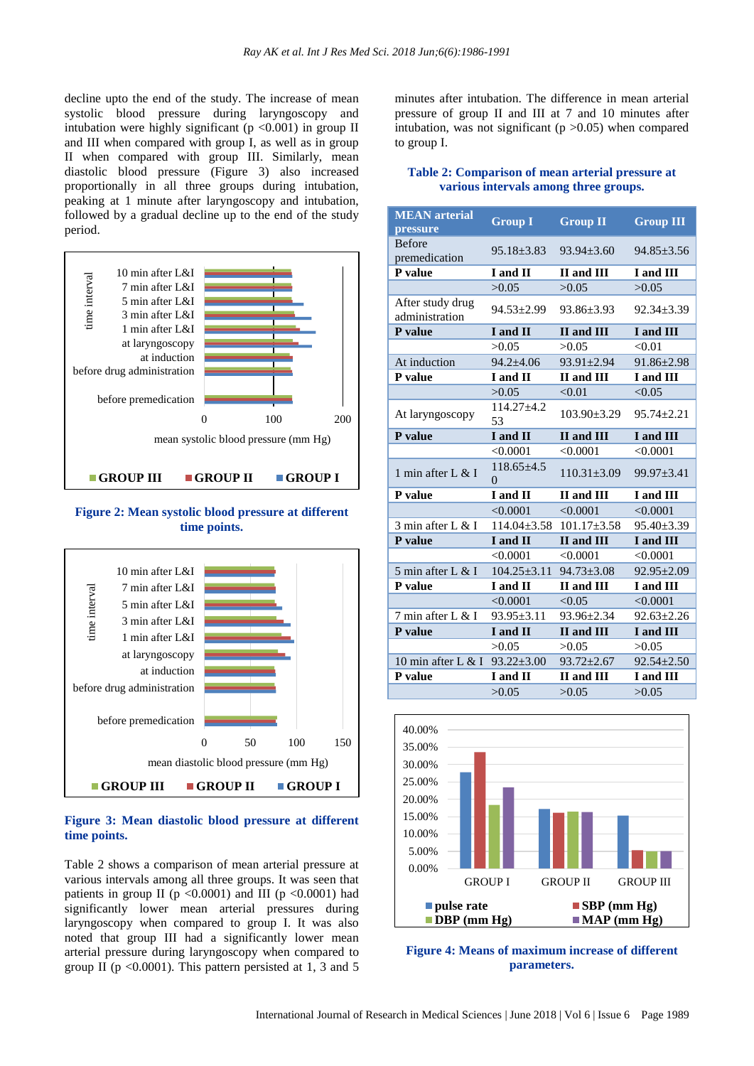decline upto the end of the study. The increase of mean systolic blood pressure during laryngoscopy and intubation were highly significant ($p < 0.001$) in group II and III when compared with group I, as well as in group II when compared with group III. Similarly, mean diastolic blood pressure (Figure 3) also increased proportionally in all three groups during intubation, peaking at 1 minute after laryngoscopy and intubation, followed by a gradual decline up to the end of the study period.

**Figure 2: Mean systolic blood pressure at different time points.**

**Figure 3: Mean diastolic blood pressure at different time points.**

Table 2 shows a comparison of mean arterial pressure at various intervals among all three groups. It was seen that patients in group II ($p < 0.0001$) and III ($p < 0.0001$) had significantly lower mean arterial pressures during laryngoscopy when compared to group I. It was also noted that group III had a significantly lower mean arterial pressure during laryngoscopy when compared to group II ($p < 0.0001$). This pattern persisted at 1, 3 and 5 minutes after intubation. The difference in mean arterial pressure of group II and III at 7 and 10 minutes after intubation, was not significant ($p > 0.05$) when compared to group I.

**Table 2: Comparison of mean arterial pressure at various intervals among three groups.**

| MEAN arterial pressure | Group I | Group II | Group III |
|---|---|---|---|
| Before premedication | 95.18±3.83 | 93.94±3.60 | 94.85±3.56 |
| **P value** | **I and II** | **II and III** | **I and III** |
| | >0.05 | >0.05 | >0.05 |
| After study drug administration | 94.53±2.99 | 93.86±3.93 | 92.34±3.39 |
| **P value** | **I and II** | **II and III** | **I and III** |
| | >0.05 | >0.05 | <0.01 |
| At induction | 94.2±4.06 | 93.91±2.94 | 91.86±2.98 |
| **P value** | **I and II** | **II and III** | **I and III** |
| | >0.05 | <0.01 | <0.05 |
| At laryngoscopy | 114.27±4.253 | 103.90±3.29 | 95.74±2.21 |
| **P value** | **I and II** | **II and III** | **I and III** |
| | <0.0001 | <0.0001 | <0.0001 |
| 1 min after L & I | 118.65±4.50 | 110.31±3.09 | 99.97±3.41 |
| **P value** | **I and II** | **II and III** | **I and III** |
| | <0.0001 | <0.0001 | <0.0001 |
| 3 min after L & I | 114.04±3.58 | 101.17±3.58 | 95.40±3.39 |
| **P value** | **I and II** | **II and III** | **I and III** |
| | <0.0001 | <0.0001 | <0.0001 |
| 5 min after L & I | 104.25±3.11 | 94.73±3.08 | 92.95±2.09 |
| **P value** | **I and II** | **II and III** | **I and III** |
| | <0.0001 | <0.05 | <0.0001 |
| 7 min after L & I | 93.95±3.11 | 93.96±2.34 | 92.63±2.26 |
| **P value** | **I and II** | **II and III** | **I and III** |
| | >0.05 | >0.05 | >0.05 |
| 10 min after L & I | 93.22±3.00 | 93.72±2.67 | 92.54±2.50 |
| **P value** | **I and II** | **II and III** | **I and III** |
| | >0.05 | >0.05 | >0.05 |

**Figure 4: Means of maximum increase of different parameters.**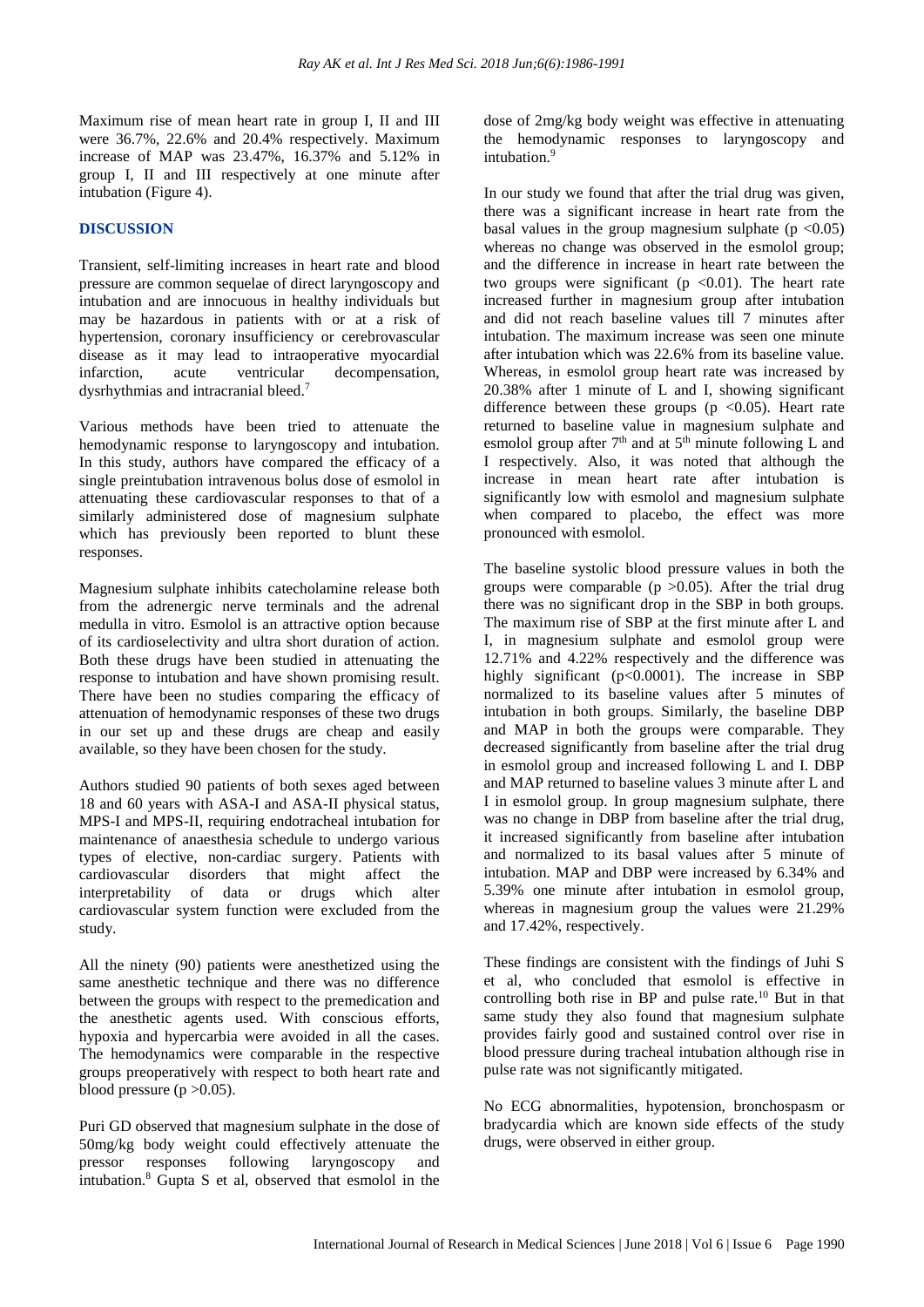Maximum rise of mean heart rate in group I, II and III were 36.7%, 22.6% and 20.4% respectively. Maximum increase of MAP was 23.47%, 16.37% and 5.12% in group I, II and III respectively at one minute after intubation (Figure 4).

## DISCUSSION

Transient, self-limiting increases in heart rate and blood pressure are common sequelae of direct laryngoscopy and intubation and are innocuous in healthy individuals but may be hazardous in patients with or at a risk of hypertension, coronary insufficiency or cerebrovascular disease as it may lead to intraoperative myocardial infarction, acute ventricular decompensation, dysrhythmias and intracranial bleed.[7]

Various methods have been tried to attenuate the hemodynamic response to laryngoscopy and intubation. In this study, authors have compared the efficacy of a single preintubation intravenous bolus dose of esmolol in attenuating these cardiovascular responses to that of a similarly administered dose of magnesium sulphate which has previously been reported to blunt these responses.

Magnesium sulphate inhibits catecholamine release both from the adrenergic nerve terminals and the adrenal medulla in vitro. Esmolol is an attractive option because of its cardioselectivity and ultra short duration of action. Both these drugs have been studied in attenuating the response to intubation and have shown promising result. There have been no studies comparing the efficacy of attenuation of hemodynamic responses of these two drugs in our set up and these drugs are cheap and easily available, so they have been chosen for the study.

Authors studied 90 patients of both sexes aged between 18 and 60 years with ASA-I and ASA-II physical status, MPS-I and MPS-II, requiring endotracheal intubation for maintenance of anaesthesia schedule to undergo various types of elective, non-cardiac surgery. Patients with cardiovascular disorders that might affect the interpretability of data or drugs which alter cardiovascular system function were excluded from the study.

All the ninety (90) patients were anesthetized using the same anesthetic technique and there was no difference between the groups with respect to the premedication and the anesthetic agents used. With conscious efforts, hypoxia and hypercarbia were avoided in all the cases. The hemodynamics were comparable in the respective groups preoperatively with respect to both heart rate and blood pressure ($p > 0.05$).

Puri GD observed that magnesium sulphate in the dose of 50mg/kg body weight could effectively attenuate the pressor responses following laryngoscopy and intubation.[8] Gupta S et al, observed that esmolol in the dose of 2mg/kg body weight was effective in attenuating the hemodynamic responses to laryngoscopy and intubation.[9]

In our study we found that after the trial drug was given, there was a significant increase in heart rate from the basal values in the group magnesium sulphate ($p < 0.05$) whereas no change was observed in the esmolol group; and the difference in increase in heart rate between the two groups were significant ($p < 0.01$). The heart rate increased further in magnesium group after intubation and did not reach baseline values till 7 minutes after intubation. The maximum increase was seen one minute after intubation which was 22.6% from its baseline value. Whereas, in esmolol group heart rate was increased by 20.38% after 1 minute of L and I, showing significant difference between these groups ($p < 0.05$). Heart rate returned to baseline value in magnesium sulphate and esmolol group after 7[th] and at 5[th] minute following L and I respectively. Also, it was noted that although the increase in mean heart rate after intubation is significantly low with esmolol and magnesium sulphate when compared to placebo, the effect was more pronounced with esmolol.

The baseline systolic blood pressure values in both the groups were comparable ($p > 0.05$). After the trial drug there was no significant drop in the SBP in both groups. The maximum rise of SBP at the first minute after L and I, in magnesium sulphate and esmolol group were 12.71% and 4.22% respectively and the difference was highly significant ($p < 0.0001$). The increase in SBP normalized to its baseline values after 5 minutes of intubation in both groups. Similarly, the baseline DBP and MAP in both the groups were comparable. They decreased significantly from baseline after the trial drug in esmolol group and increased following L and I. DBP and MAP returned to baseline values 3 minute after L and I in esmolol group. In group magnesium sulphate, there was no change in DBP from baseline after the trial drug, it increased significantly from baseline after intubation and normalized to its basal values after 5 minute of intubation. MAP and DBP were increased by 6.34% and 5.39% one minute after intubation in esmolol group, whereas in magnesium group the values were 21.29% and 17.42%, respectively.

These findings are consistent with the findings of Juhi S et al, who concluded that esmolol is effective in controlling both rise in BP and pulse rate.[10] But in that same study they also found that magnesium sulphate provides fairly good and sustained control over rise in blood pressure during tracheal intubation although rise in pulse rate was not significantly mitigated.

No ECG abnormalities, hypotension, bronchospasm or bradycardia which are known side effects of the study drugs, were observed in either group.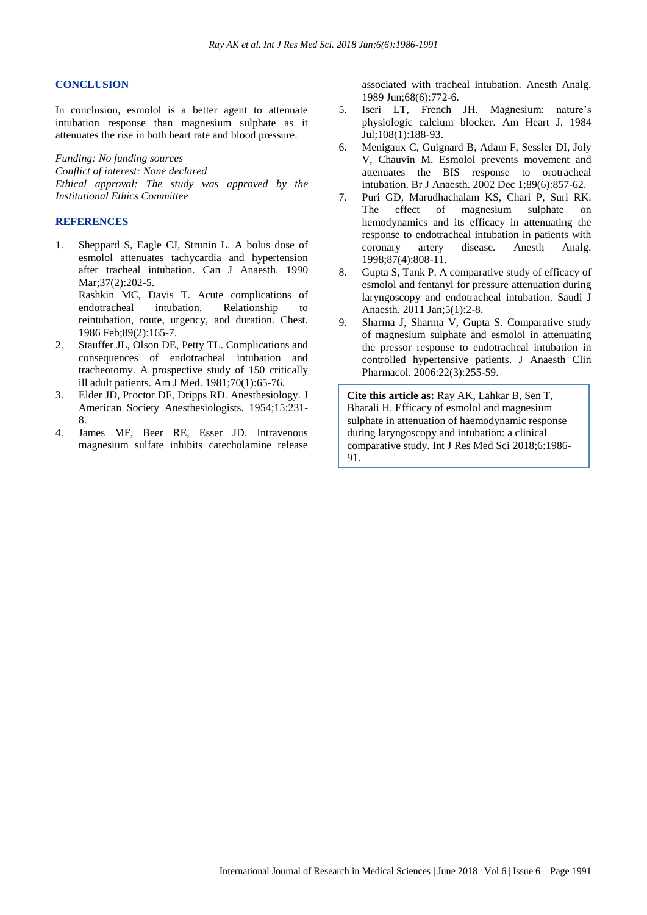## CONCLUSION

In conclusion, esmolol is a better agent to attenuate intubation response than magnesium sulphate as it attenuates the rise in both heart rate and blood pressure.

*Funding: No funding sources*
*Conflict of interest: None declared*
*Ethical approval: The study was approved by the Institutional Ethics Committee*

## REFERENCES

1. Sheppard S, Eagle CJ, Strunin L. A bolus dose of esmolol attenuates tachycardia and hypertension after tracheal intubation. Can J Anaesth. 1990 Mar;37(2):202-5.
   Rashkin MC, Davis T. Acute complications of endotracheal intubation. Relationship to reintubation, route, urgency, and duration. Chest. 1986 Feb;89(2):165-7.
2. Stauffer JL, Olson DE, Petty TL. Complications and consequences of endotracheal intubation and tracheotomy. A prospective study of 150 critically ill adult patients. Am J Med. 1981;70(1):65-76.
3. Elder JD, Proctor DF, Dripps RD. Anesthesiology. J American Society Anesthesiologists. 1954;15:231-8.
4. James MF, Beer RE, Esser JD. Intravenous magnesium sulfate inhibits catecholamine release associated with tracheal intubation. Anesth Analg. 1989 Jun;68(6):772-6.
5. Iseri LT, French JH. Magnesium: nature's physiologic calcium blocker. Am Heart J. 1984 Jul;108(1):188-93.
6. Menigaux C, Guignard B, Adam F, Sessler DI, Joly V, Chauvin M. Esmolol prevents movement and attenuates the BIS response to orotracheal intubation. Br J Anaesth. 2002 Dec 1;89(6):857-62.
7. Puri GD, Marudhachalam KS, Chari P, Suri RK. The effect of magnesium sulphate on hemodynamics and its efficacy in attenuating the response to endotracheal intubation in patients with coronary artery disease. Anesth Analg. 1998;87(4):808-11.
8. Gupta S, Tank P. A comparative study of efficacy of esmolol and fentanyl for pressure attenuation during laryngoscopy and endotracheal intubation. Saudi J Anaesth. 2011 Jan;5(1):2-8.
9. Sharma J, Sharma V, Gupta S. Comparative study of magnesium sulphate and esmolol in attenuating the pressor response to endotracheal intubation in controlled hypertensive patients. J Anaesth Clin Pharmacol. 2006:22(3):255-59.

**Cite this article as:** Ray AK, Lahkar B, Sen T, Bharali H. Efficacy of esmolol and magnesium sulphate in attenuation of haemodynamic response during laryngoscopy and intubation: a clinical comparative study. Int J Res Med Sci 2018;6:1986-91.